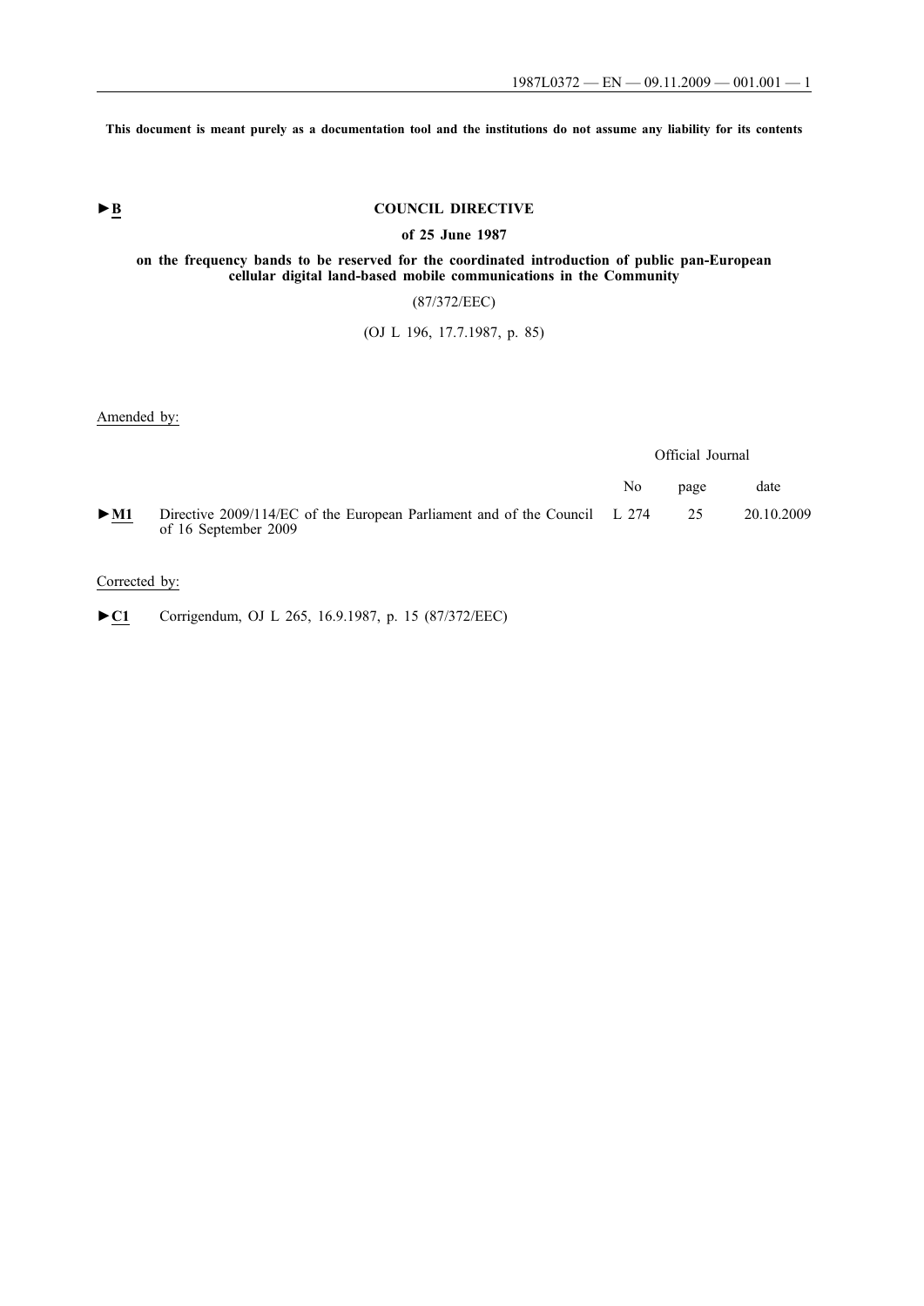This document is meant purely as a documentation tool and the institutions do not assume any liability for its contents

►B

# COUNCIL DIRECTIVE

## of 25 June 1987

## on the frequency bands to be reserved for the coordinated introduction of public pan-European cellular digital land-based mobile communications in the Community

(87/372/EEC)

(OJ L 196, 17.7.1987, p. 85)

Amended by:

| | | Official Journal | | |
|---|---|---|---|---|
| | | No | page | date |
| ►M1 | Directive 2009/114/EC of the European Parliament and of the Council of 16 September 2009 | L 274 | 25 | 20.10.2009 |

Corrected by:

►C1 Corrigendum, OJ L 265, 16.9.1987, p. 15 (87/372/EEC)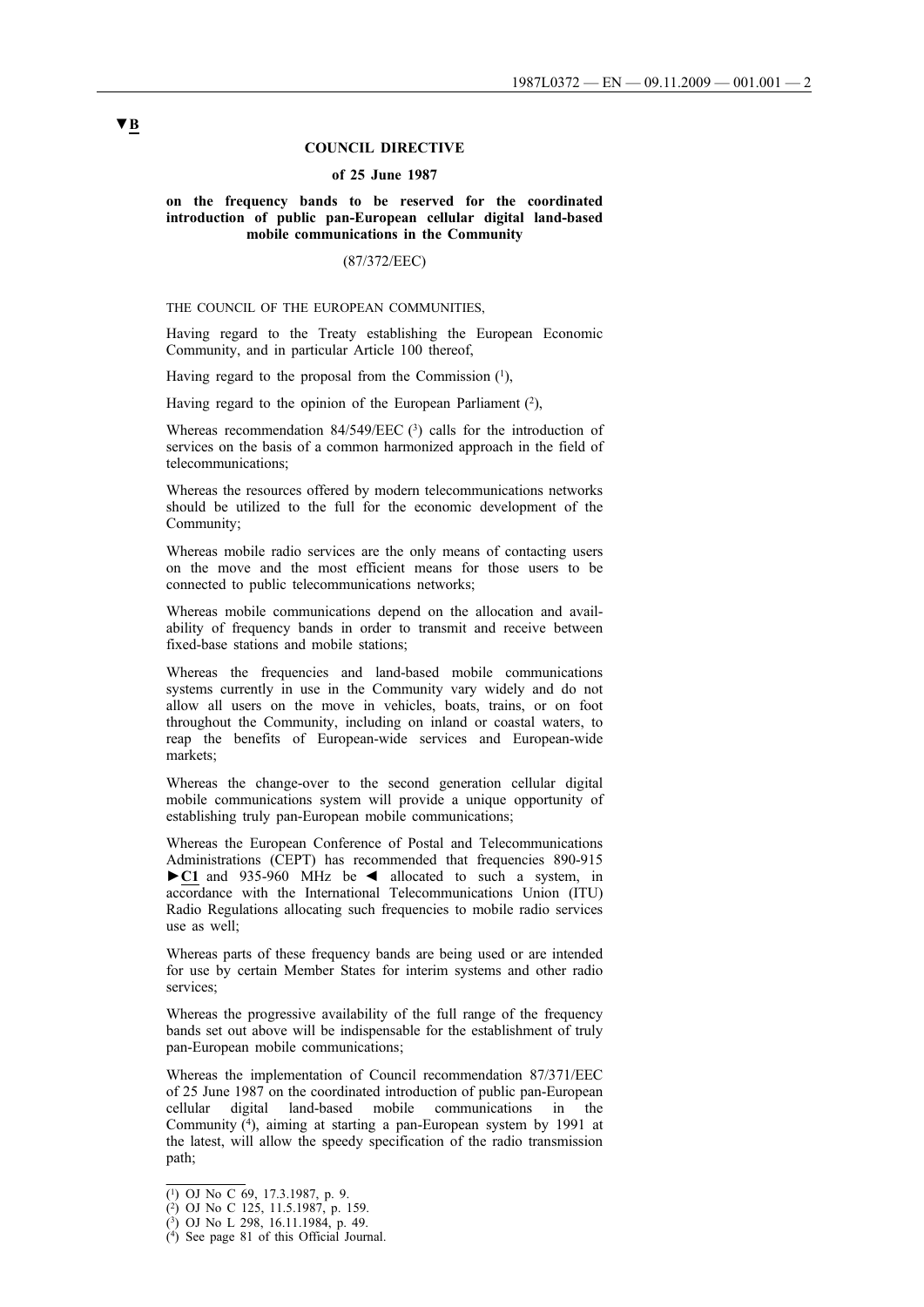▼B

**COUNCIL DIRECTIVE**

**of 25 June 1987**

**on the frequency bands to be reserved for the coordinated introduction of public pan-European cellular digital land-based mobile communications in the Community**

(87/372/EEC)

THE COUNCIL OF THE EUROPEAN COMMUNITIES,

Having regard to the Treaty establishing the European Economic Community, and in particular Article 100 thereof,

Having regard to the proposal from the Commission [1],

Having regard to the opinion of the European Parliament [2],

Whereas recommendation 84/549/EEC [3] calls for the introduction of services on the basis of a common harmonized approach in the field of telecommunications;

Whereas the resources offered by modern telecommunications networks should be utilized to the full for the economic development of the Community;

Whereas mobile radio services are the only means of contacting users on the move and the most efficient means for those users to be connected to public telecommunications networks;

Whereas mobile communications depend on the allocation and availability of frequency bands in order to transmit and receive between fixed-base stations and mobile stations;

Whereas the frequencies and land-based mobile communications systems currently in use in the Community vary widely and do not allow all users on the move in vehicles, boats, trains, or on foot throughout the Community, including on inland or coastal waters, to reap the benefits of European-wide services and European-wide markets;

Whereas the change-over to the second generation cellular digital mobile communications system will provide a unique opportunity of establishing truly pan-European mobile communications;

Whereas the European Conference of Postal and Telecommunications Administrations (CEPT) has recommended that frequencies 890-915 ►C1 and 935-960 MHz be ◄ allocated to such a system, in accordance with the International Telecommunications Union (ITU) Radio Regulations allocating such frequencies to mobile radio services use as well;

Whereas parts of these frequency bands are being used or are intended for use by certain Member States for interim systems and other radio services;

Whereas the progressive availability of the full range of the frequency bands set out above will be indispensable for the establishment of truly pan-European mobile communications;

Whereas the implementation of Council recommendation 87/371/EEC of 25 June 1987 on the coordinated introduction of public pan-European cellular digital land-based mobile communications in the Community [4], aiming at starting a pan-European system by 1991 at the latest, will allow the speedy specification of the radio transmission path;

---

[1] OJ No C 69, 17.3.1987, p. 9.

[2] OJ No C 125, 11.5.1987, p. 159.

[3] OJ No L 298, 16.11.1984, p. 49.

[4] See page 81 of this Official Journal.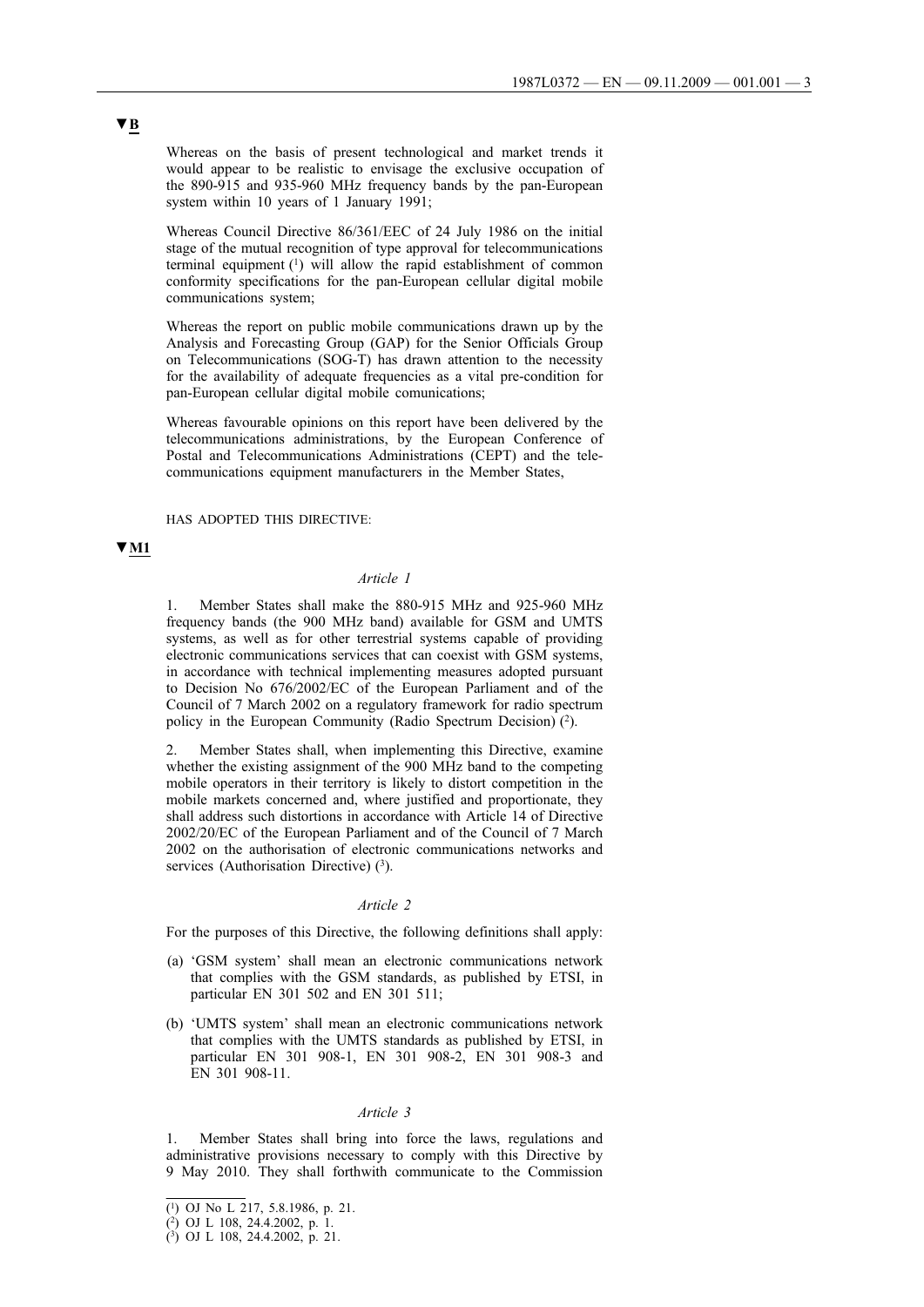▼B

Whereas on the basis of present technological and market trends it would appear to be realistic to envisage the exclusive occupation of the 890-915 and 935-960 MHz frequency bands by the pan-European system within 10 years of 1 January 1991;

Whereas Council Directive 86/361/EEC of 24 July 1986 on the initial stage of the mutual recognition of type approval for telecommunications terminal equipment [1] will allow the rapid establishment of common conformity specifications for the pan-European cellular digital mobile communications system;

Whereas the report on public mobile communications drawn up by the Analysis and Forecasting Group (GAP) for the Senior Officials Group on Telecommunications (SOG-T) has drawn attention to the necessity for the availability of adequate frequencies as a vital pre-condition for pan-European cellular digital mobile comunications;

Whereas favourable opinions on this report have been delivered by the telecommunications administrations, by the European Conference of Postal and Telecommunications Administrations (CEPT) and the telecommunications equipment manufacturers in the Member States,

HAS ADOPTED THIS DIRECTIVE:

▼M1

*Article 1*

1. Member States shall make the 880-915 MHz and 925-960 MHz frequency bands (the 900 MHz band) available for GSM and UMTS systems, as well as for other terrestrial systems capable of providing electronic communications services that can coexist with GSM systems, in accordance with technical implementing measures adopted pursuant to Decision No 676/2002/EC of the European Parliament and of the Council of 7 March 2002 on a regulatory framework for radio spectrum policy in the European Community (Radio Spectrum Decision) [2].

2. Member States shall, when implementing this Directive, examine whether the existing assignment of the 900 MHz band to the competing mobile operators in their territory is likely to distort competition in the mobile markets concerned and, where justified and proportionate, they shall address such distortions in accordance with Article 14 of Directive 2002/20/EC of the European Parliament and of the Council of 7 March 2002 on the authorisation of electronic communications networks and services (Authorisation Directive) [3].

*Article 2*

For the purposes of this Directive, the following definitions shall apply:

(a) 'GSM system' shall mean an electronic communications network that complies with the GSM standards, as published by ETSI, in particular EN 301 502 and EN 301 511;

(b) 'UMTS system' shall mean an electronic communications network that complies with the UMTS standards as published by ETSI, in particular EN 301 908-1, EN 301 908-2, EN 301 908-3 and EN 301 908-11.

*Article 3*

1. Member States shall bring into force the laws, regulations and administrative provisions necessary to comply with this Directive by 9 May 2010. They shall forthwith communicate to the Commission

---

[1] OJ No L 217, 5.8.1986, p. 21.

[2] OJ L 108, 24.4.2002, p. 1.

[3] OJ L 108, 24.4.2002, p. 21.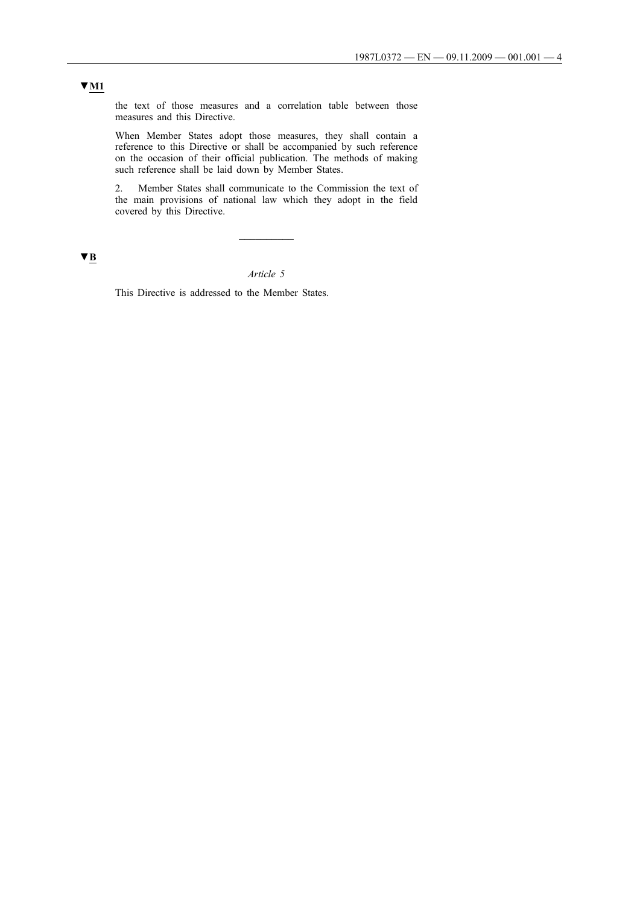▼M1

the text of those measures and a correlation table between those measures and this Directive.

When Member States adopt those measures, they shall contain a reference to this Directive or shall be accompanied by such reference on the occasion of their official publication. The methods of making such reference shall be laid down by Member States.

2. Member States shall communicate to the Commission the text of the main provisions of national law which they adopt in the field covered by this Directive.

---

▼B

*Article 5*

This Directive is addressed to the Member States.